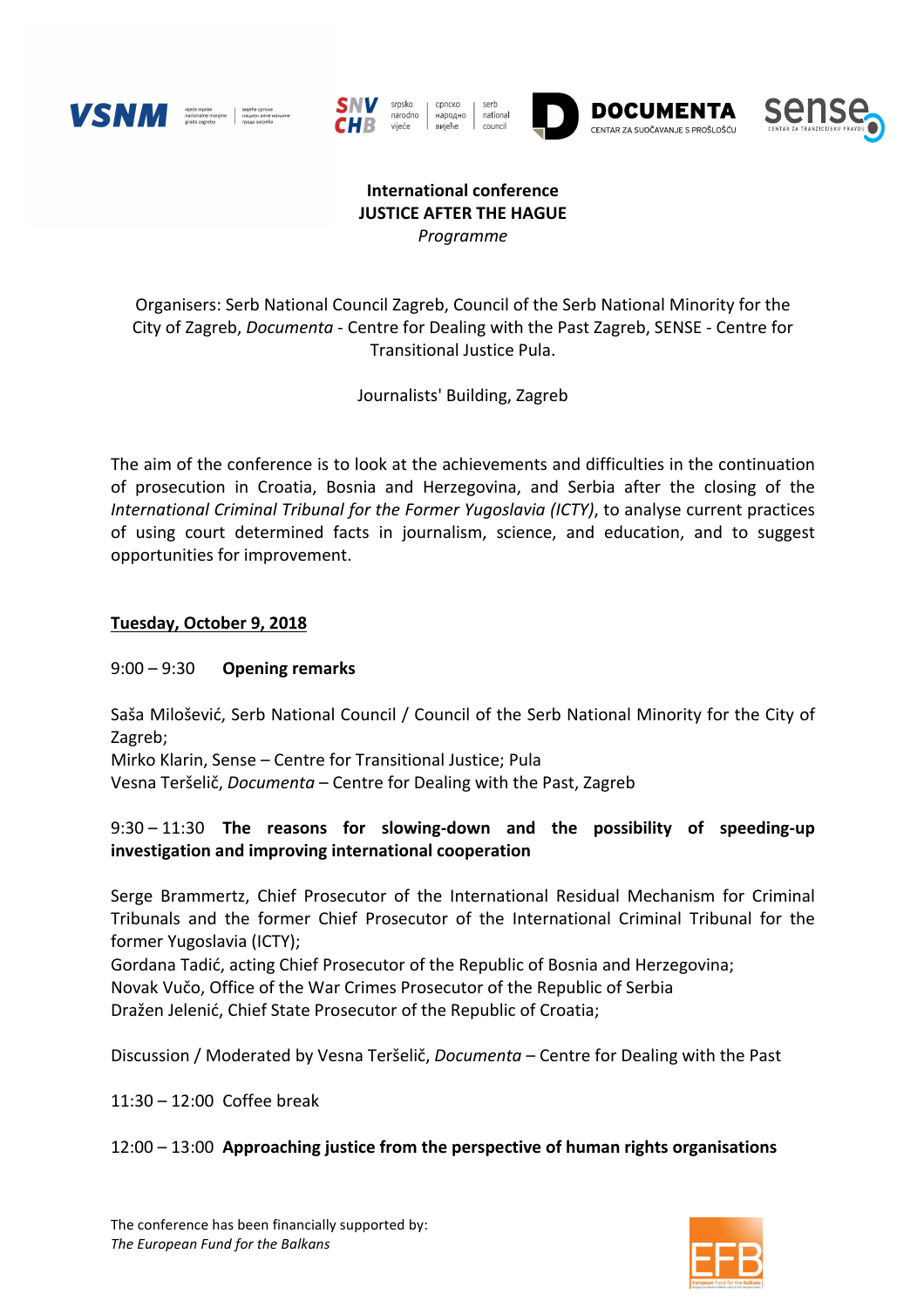**International conference**
**JUSTICE AFTER THE HAGUE**
*Programme*

Organisers: Serb National Council Zagreb, Council of the Serb National Minority for the City of Zagreb, *Documenta* - Centre for Dealing with the Past Zagreb, SENSE - Centre for Transitional Justice Pula.

Journalists' Building, Zagreb

The aim of the conference is to look at the achievements and difficulties in the continuation of prosecution in Croatia, Bosnia and Herzegovina, and Serbia after the closing of the *International Criminal Tribunal for the Former Yugoslavia (ICTY)*, to analyse current practices of using court determined facts in journalism, science, and education, and to suggest opportunities for improvement.

**Tuesday, October 9, 2018**

9:00 – 9:30 **Opening remarks**

Saša Milošević, Serb National Council / Council of the Serb National Minority for the City of Zagreb;
Mirko Klarin, Sense – Centre for Transitional Justice; Pula
Vesna Teršelič, *Documenta* – Centre for Dealing with the Past, Zagreb

9:30 – 11:30 **The reasons for slowing-down and the possibility of speeding-up investigation and improving international cooperation**

Serge Brammertz, Chief Prosecutor of the International Residual Mechanism for Criminal Tribunals and the former Chief Prosecutor of the International Criminal Tribunal for the former Yugoslavia (ICTY);
Gordana Tadić, acting Chief Prosecutor of the Republic of Bosnia and Herzegovina;
Novak Vučo, Office of the War Crimes Prosecutor of the Republic of Serbia
Dražen Jelenić, Chief State Prosecutor of the Republic of Croatia;

Discussion / Moderated by Vesna Teršelič, *Documenta* – Centre for Dealing with the Past

11:30 – 12:00 Coffee break

12:00 – 13:00 **Approaching justice from the perspective of human rights organisations**

The conference has been financially supported by:
*The European Fund for the Balkans*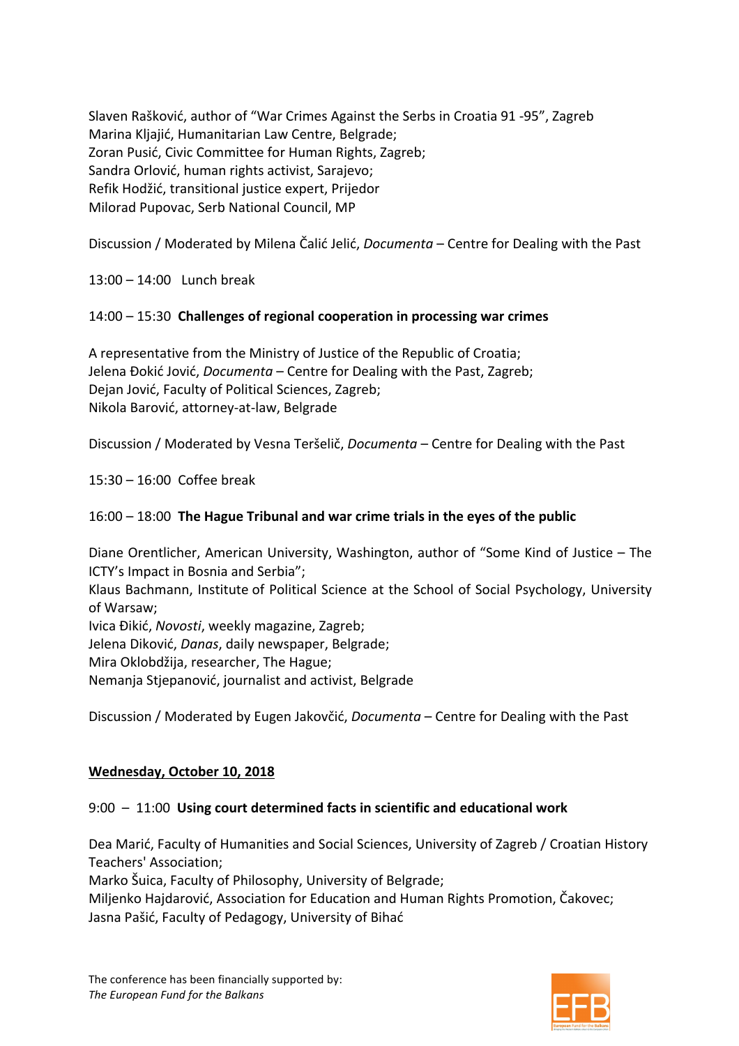Slaven Rašković, author of "War Crimes Against the Serbs in Croatia 91 -95", Zagreb
Marina Kljajić, Humanitarian Law Centre, Belgrade;
Zoran Pusić, Civic Committee for Human Rights, Zagreb;
Sandra Orlović, human rights activist, Sarajevo;
Refik Hodžić, transitional justice expert, Prijedor
Milorad Pupovac, Serb National Council, MP

Discussion / Moderated by Milena Čalić Jelić, *Documenta* – Centre for Dealing with the Past

13:00 – 14:00 Lunch break

14:00 – 15:30 **Challenges of regional cooperation in processing war crimes**

A representative from the Ministry of Justice of the Republic of Croatia;
Jelena Đokić Jović, *Documenta* – Centre for Dealing with the Past, Zagreb;
Dejan Jović, Faculty of Political Sciences, Zagreb;
Nikola Barović, attorney-at-law, Belgrade

Discussion / Moderated by Vesna Teršelič, *Documenta* – Centre for Dealing with the Past

15:30 – 16:00 Coffee break

16:00 – 18:00 **The Hague Tribunal and war crime trials in the eyes of the public**

Diane Orentlicher, American University, Washington, author of "Some Kind of Justice – The ICTY's Impact in Bosnia and Serbia";
Klaus Bachmann, Institute of Political Science at the School of Social Psychology, University of Warsaw;
Ivica Đikić, *Novosti*, weekly magazine, Zagreb;
Jelena Diković, *Danas*, daily newspaper, Belgrade;
Mira Oklobdžija, researcher, The Hague;
Nemanja Stjepanović, journalist and activist, Belgrade

Discussion / Moderated by Eugen Jakovčić, *Documenta* – Centre for Dealing with the Past

**Wednesday, October 10, 2018**

9:00 – 11:00 **Using court determined facts in scientific and educational work**

Dea Marić, Faculty of Humanities and Social Sciences, University of Zagreb / Croatian History Teachers' Association;
Marko Šuica, Faculty of Philosophy, University of Belgrade;
Miljenko Hajdarović, Association for Education and Human Rights Promotion, Čakovec;
Jasna Pašić, Faculty of Pedagogy, University of Bihać

The conference has been financially supported by:
*The European Fund for the Balkans*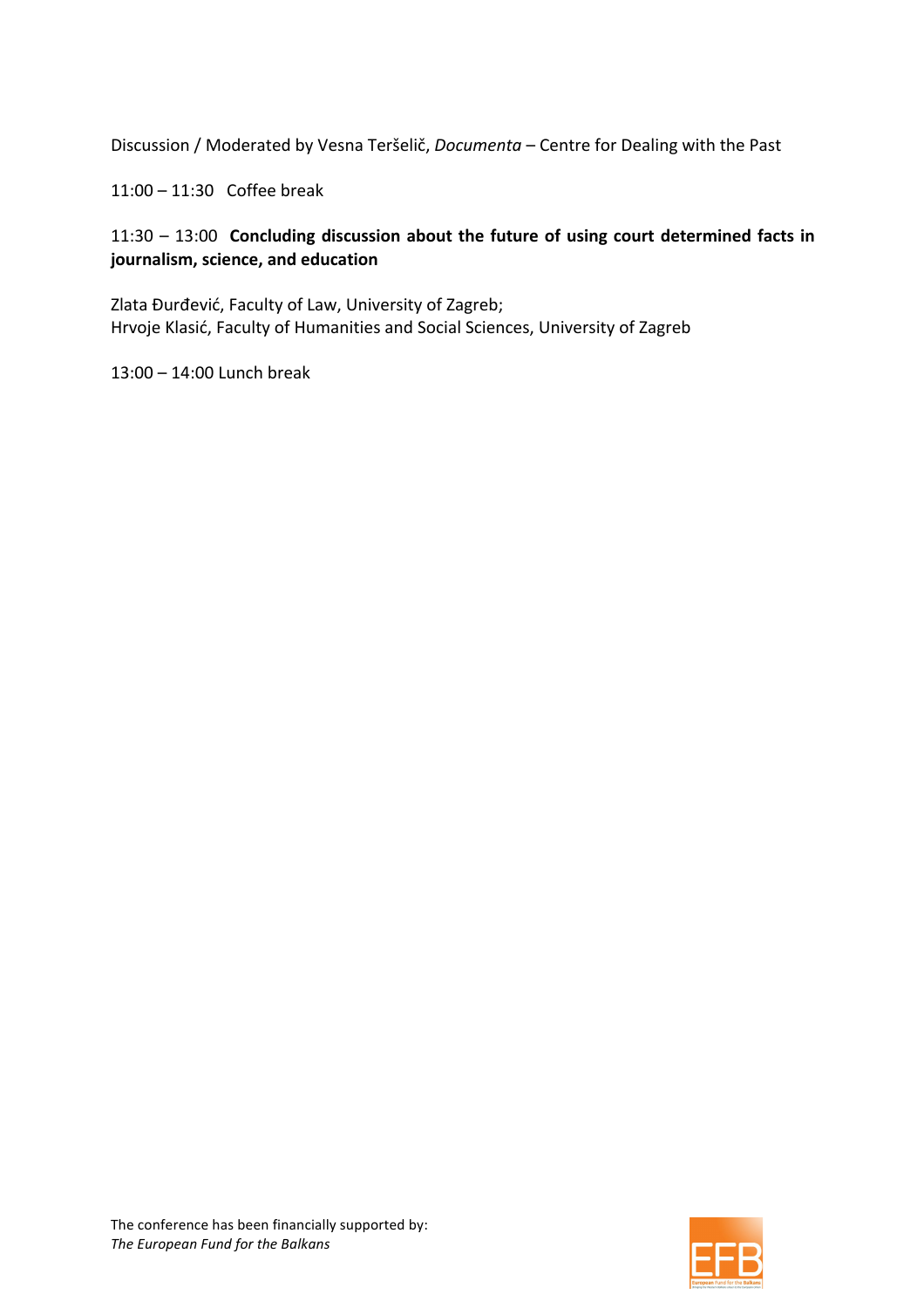Discussion / Moderated by Vesna Teršelič, *Documenta* – Centre for Dealing with the Past

11:00 – 11:30 Coffee break

11:30 – 13:00 **Concluding discussion about the future of using court determined facts in journalism, science, and education**

Zlata Đurđević, Faculty of Law, University of Zagreb;
Hrvoje Klasić, Faculty of Humanities and Social Sciences, University of Zagreb

13:00 – 14:00 Lunch break

The conference has been financially supported by:
*The European Fund for the Balkans*